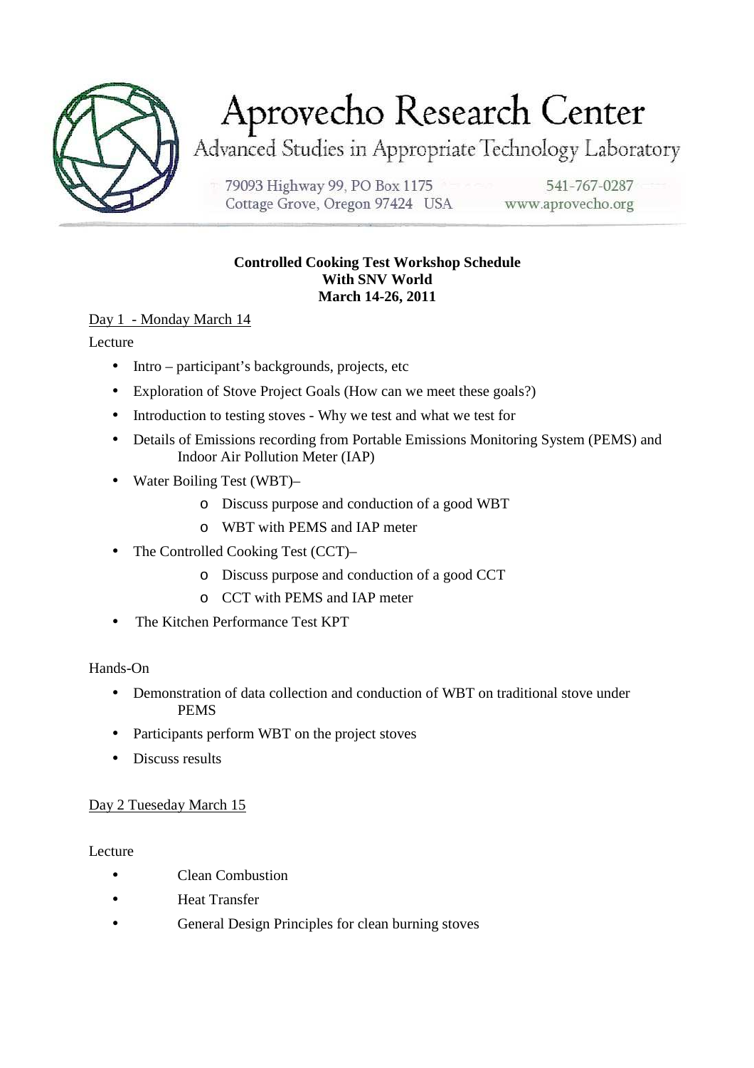# Aprovecho Research Center

Advanced Studies in Appropriate Technology Laboratory

79093 Highway 99, PO Box 1175
Cottage Grove, Oregon 97424 USA

541-767-0287
www.aprovecho.org

**Controlled Cooking Test Workshop Schedule**
**With SNV World**
**March 14-26, 2011**

Day 1 - Monday March 14

Lecture

- Intro – participant's backgrounds, projects, etc
- Exploration of Stove Project Goals (How can we meet these goals?)
- Introduction to testing stoves - Why we test and what we test for
- Details of Emissions recording from Portable Emissions Monitoring System (PEMS) and Indoor Air Pollution Meter (IAP)
- Water Boiling Test (WBT)–
  - Discuss purpose and conduction of a good WBT
  - WBT with PEMS and IAP meter
- The Controlled Cooking Test (CCT)–
  - Discuss purpose and conduction of a good CCT
  - CCT with PEMS and IAP meter
- The Kitchen Performance Test KPT

Hands-On

- Demonstration of data collection and conduction of WBT on traditional stove under PEMS
- Participants perform WBT on the project stoves
- Discuss results

Day 2 Tueseday March 15

Lecture

- Clean Combustion
- Heat Transfer
- General Design Principles for clean burning stoves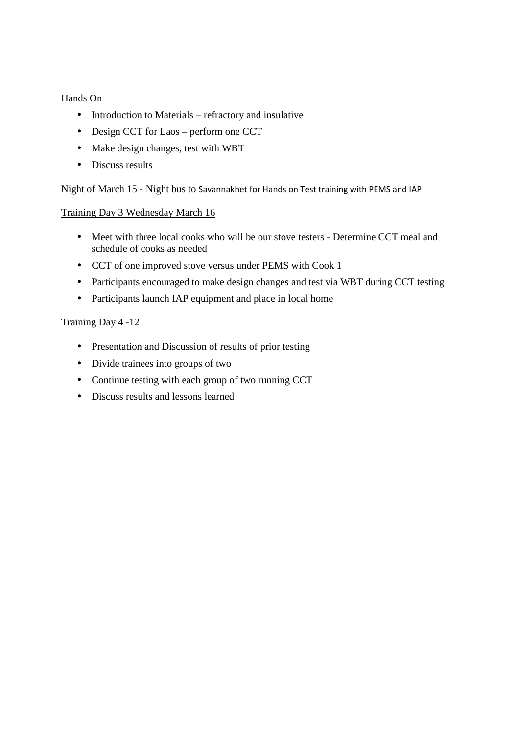Hands On

- Introduction to Materials – refractory and insulative
- Design CCT for Laos – perform one CCT
- Make design changes, test with WBT
- Discuss results

Night of March 15 - Night bus to Savannakhet for Hands on Test training with PEMS and IAP

<u>Training Day 3 Wednesday March 16</u>

- Meet with three local cooks who will be our stove testers - Determine CCT meal and schedule of cooks as needed
- CCT of one improved stove versus under PEMS with Cook 1
- Participants encouraged to make design changes and test via WBT during CCT testing
- Participants launch IAP equipment and place in local home

<u>Training Day 4 -12</u>

- Presentation and Discussion of results of prior testing
- Divide trainees into groups of two
- Continue testing with each group of two running CCT
- Discuss results and lessons learned